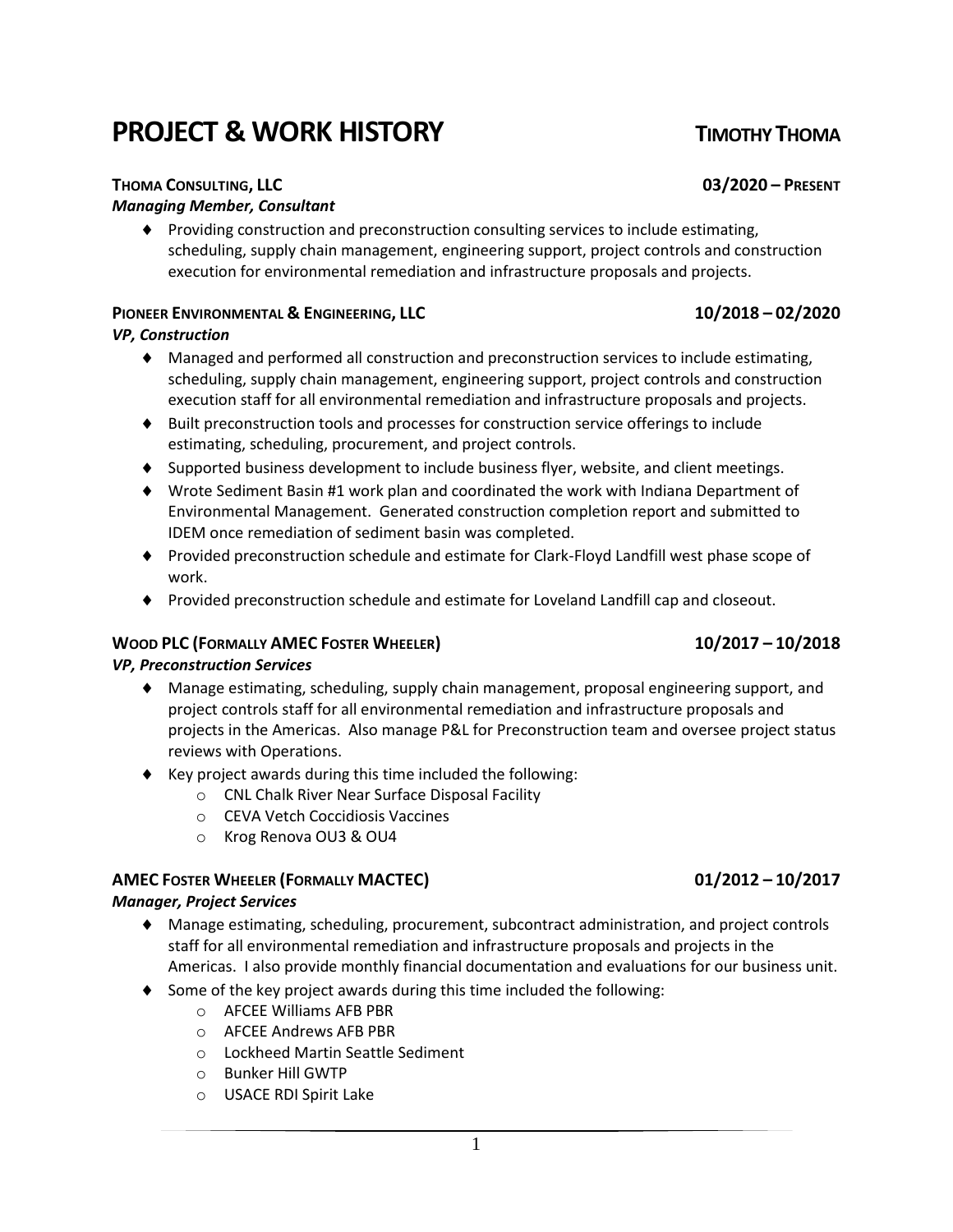# PROJECT & WORK HISTORY — TIMOTHY THOMA

### THOMA CONSULTING, LLC — 03/2020 – PRESENT

***Managing Member, Consultant***

- Providing construction and preconstruction consulting services to include estimating, scheduling, supply chain management, engineering support, project controls and construction execution for environmental remediation and infrastructure proposals and projects.

### PIONEER ENVIRONMENTAL & ENGINEERING, LLC — 10/2018 – 02/2020

***VP, Construction***

- Managed and performed all construction and preconstruction services to include estimating, scheduling, supply chain management, engineering support, project controls and construction execution staff for all environmental remediation and infrastructure proposals and projects.
- Built preconstruction tools and processes for construction service offerings to include estimating, scheduling, procurement, and project controls.
- Supported business development to include business flyer, website, and client meetings.
- Wrote Sediment Basin #1 work plan and coordinated the work with Indiana Department of Environmental Management. Generated construction completion report and submitted to IDEM once remediation of sediment basin was completed.
- Provided preconstruction schedule and estimate for Clark-Floyd Landfill west phase scope of work.
- Provided preconstruction schedule and estimate for Loveland Landfill cap and closeout.

### WOOD PLC (FORMALLY AMEC FOSTER WHEELER) — 10/2017 – 10/2018

***VP, Preconstruction Services***

- Manage estimating, scheduling, supply chain management, proposal engineering support, and project controls staff for all environmental remediation and infrastructure proposals and projects in the Americas. Also manage P&L for Preconstruction team and oversee project status reviews with Operations.
- Key project awards during this time included the following:
  - CNL Chalk River Near Surface Disposal Facility
  - CEVA Vetch Coccidiosis Vaccines
  - Krog Renova OU3 & OU4

### AMEC FOSTER WHEELER (FORMALLY MACTEC) — 01/2012 – 10/2017

***Manager, Project Services***

- Manage estimating, scheduling, procurement, subcontract administration, and project controls staff for all environmental remediation and infrastructure proposals and projects in the Americas. I also provide monthly financial documentation and evaluations for our business unit.
- Some of the key project awards during this time included the following:
  - AFCEE Williams AFB PBR
  - AFCEE Andrews AFB PBR
  - Lockheed Martin Seattle Sediment
  - Bunker Hill GWTP
  - USACE RDI Spirit Lake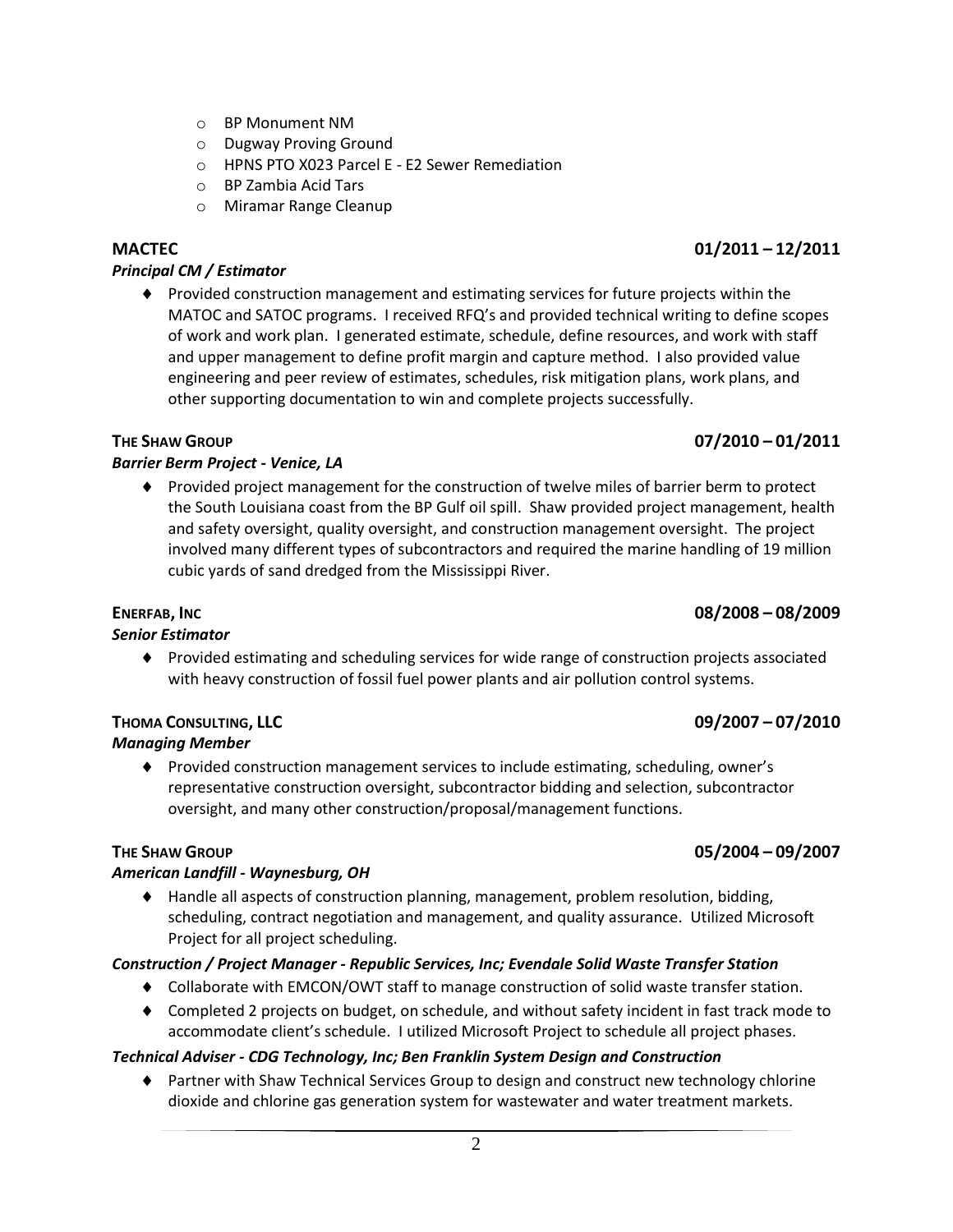- BP Monument NM
- Dugway Proving Ground
- HPNS PTO X023 Parcel E - E2 Sewer Remediation
- BP Zambia Acid Tars
- Miramar Range Cleanup

**MACTEC** **01/2011 – 12/2011**

***Principal CM / Estimator***

- Provided construction management and estimating services for future projects within the MATOC and SATOC programs. I received RFQ's and provided technical writing to define scopes of work and work plan. I generated estimate, schedule, define resources, and work with staff and upper management to define profit margin and capture method. I also provided value engineering and peer review of estimates, schedules, risk mitigation plans, work plans, and other supporting documentation to win and complete projects successfully.

**THE SHAW GROUP** **07/2010 – 01/2011**

***Barrier Berm Project - Venice, LA***

- Provided project management for the construction of twelve miles of barrier berm to protect the South Louisiana coast from the BP Gulf oil spill. Shaw provided project management, health and safety oversight, quality oversight, and construction management oversight. The project involved many different types of subcontractors and required the marine handling of 19 million cubic yards of sand dredged from the Mississippi River.

**ENERFAB, INC** **08/2008 – 08/2009**

***Senior Estimator***

- Provided estimating and scheduling services for wide range of construction projects associated with heavy construction of fossil fuel power plants and air pollution control systems.

**THOMA CONSULTING, LLC** **09/2007 – 07/2010**

***Managing Member***

- Provided construction management services to include estimating, scheduling, owner's representative construction oversight, subcontractor bidding and selection, subcontractor oversight, and many other construction/proposal/management functions.

**THE SHAW GROUP** **05/2004 – 09/2007**

***American Landfill - Waynesburg, OH***

- Handle all aspects of construction planning, management, problem resolution, bidding, scheduling, contract negotiation and management, and quality assurance. Utilized Microsoft Project for all project scheduling.

***Construction / Project Manager - Republic Services, Inc; Evendale Solid Waste Transfer Station***

- Collaborate with EMCON/OWT staff to manage construction of solid waste transfer station.
- Completed 2 projects on budget, on schedule, and without safety incident in fast track mode to accommodate client's schedule. I utilized Microsoft Project to schedule all project phases.

***Technical Adviser - CDG Technology, Inc; Ben Franklin System Design and Construction***

- Partner with Shaw Technical Services Group to design and construct new technology chlorine dioxide and chlorine gas generation system for wastewater and water treatment markets.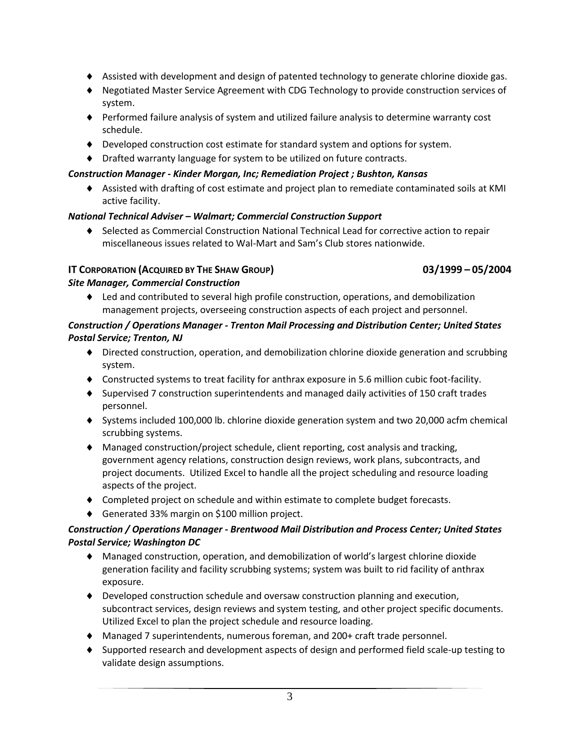- Assisted with development and design of patented technology to generate chlorine dioxide gas.
- Negotiated Master Service Agreement with CDG Technology to provide construction services of system.
- Performed failure analysis of system and utilized failure analysis to determine warranty cost schedule.
- Developed construction cost estimate for standard system and options for system.
- Drafted warranty language for system to be utilized on future contracts.

***Construction Manager - Kinder Morgan, Inc; Remediation Project ; Bushton, Kansas***

- Assisted with drafting of cost estimate and project plan to remediate contaminated soils at KMI active facility.

***National Technical Adviser – Walmart; Commercial Construction Support***

- Selected as Commercial Construction National Technical Lead for corrective action to repair miscellaneous issues related to Wal-Mart and Sam's Club stores nationwide.

**IT CORPORATION (ACQUIRED BY THE SHAW GROUP) 03/1999 – 05/2004**

***Site Manager, Commercial Construction***

- Led and contributed to several high profile construction, operations, and demobilization management projects, overseeing construction aspects of each project and personnel.

***Construction / Operations Manager - Trenton Mail Processing and Distribution Center; United States Postal Service; Trenton, NJ***

- Directed construction, operation, and demobilization chlorine dioxide generation and scrubbing system.
- Constructed systems to treat facility for anthrax exposure in 5.6 million cubic foot-facility.
- Supervised 7 construction superintendents and managed daily activities of 150 craft trades personnel.
- Systems included 100,000 lb. chlorine dioxide generation system and two 20,000 acfm chemical scrubbing systems.
- Managed construction/project schedule, client reporting, cost analysis and tracking, government agency relations, construction design reviews, work plans, subcontracts, and project documents. Utilized Excel to handle all the project scheduling and resource loading aspects of the project.
- Completed project on schedule and within estimate to complete budget forecasts.
- Generated 33% margin on $100 million project.

***Construction / Operations Manager - Brentwood Mail Distribution and Process Center; United States Postal Service; Washington DC***

- Managed construction, operation, and demobilization of world's largest chlorine dioxide generation facility and facility scrubbing systems; system was built to rid facility of anthrax exposure.
- Developed construction schedule and oversaw construction planning and execution, subcontract services, design reviews and system testing, and other project specific documents. Utilized Excel to plan the project schedule and resource loading.
- Managed 7 superintendents, numerous foreman, and 200+ craft trade personnel.
- Supported research and development aspects of design and performed field scale-up testing to validate design assumptions.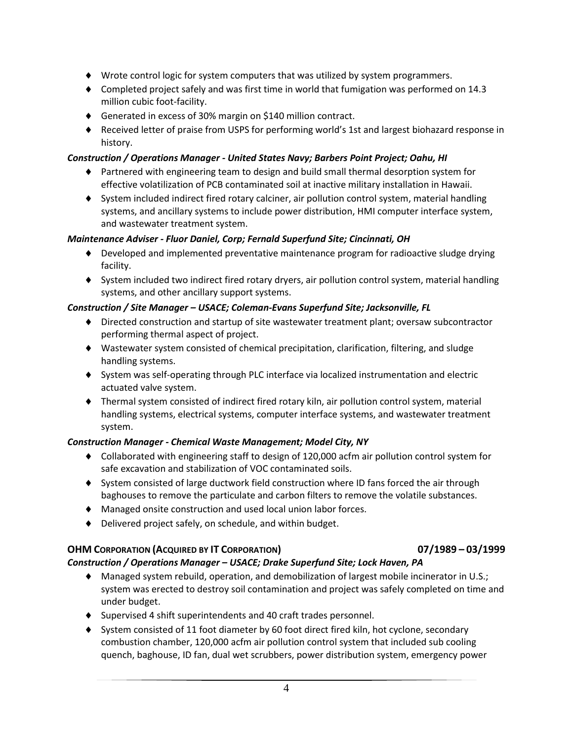- Wrote control logic for system computers that was utilized by system programmers.
- Completed project safely and was first time in world that fumigation was performed on 14.3 million cubic foot-facility.
- Generated in excess of 30% margin on $140 million contract.
- Received letter of praise from USPS for performing world's 1st and largest biohazard response in history.

***Construction / Operations Manager - United States Navy; Barbers Point Project; Oahu, HI***

- Partnered with engineering team to design and build small thermal desorption system for effective volatilization of PCB contaminated soil at inactive military installation in Hawaii.
- System included indirect fired rotary calciner, air pollution control system, material handling systems, and ancillary systems to include power distribution, HMI computer interface system, and wastewater treatment system.

***Maintenance Adviser - Fluor Daniel, Corp; Fernald Superfund Site; Cincinnati, OH***

- Developed and implemented preventative maintenance program for radioactive sludge drying facility.
- System included two indirect fired rotary dryers, air pollution control system, material handling systems, and other ancillary support systems.

***Construction / Site Manager – USACE; Coleman-Evans Superfund Site; Jacksonville, FL***

- Directed construction and startup of site wastewater treatment plant; oversaw subcontractor performing thermal aspect of project.
- Wastewater system consisted of chemical precipitation, clarification, filtering, and sludge handling systems.
- System was self-operating through PLC interface via localized instrumentation and electric actuated valve system.
- Thermal system consisted of indirect fired rotary kiln, air pollution control system, material handling systems, electrical systems, computer interface systems, and wastewater treatment system.

***Construction Manager - Chemical Waste Management; Model City, NY***

- Collaborated with engineering staff to design of 120,000 acfm air pollution control system for safe excavation and stabilization of VOC contaminated soils.
- System consisted of large ductwork field construction where ID fans forced the air through baghouses to remove the particulate and carbon filters to remove the volatile substances.
- Managed onsite construction and used local union labor forces.
- Delivered project safely, on schedule, and within budget.

**OHM CORPORATION (ACQUIRED BY IT CORPORATION)** **07/1989 – 03/1999**

***Construction / Operations Manager – USACE; Drake Superfund Site; Lock Haven, PA***

- Managed system rebuild, operation, and demobilization of largest mobile incinerator in U.S.; system was erected to destroy soil contamination and project was safely completed on time and under budget.
- Supervised 4 shift superintendents and 40 craft trades personnel.
- System consisted of 11 foot diameter by 60 foot direct fired kiln, hot cyclone, secondary combustion chamber, 120,000 acfm air pollution control system that included sub cooling quench, baghouse, ID fan, dual wet scrubbers, power distribution system, emergency power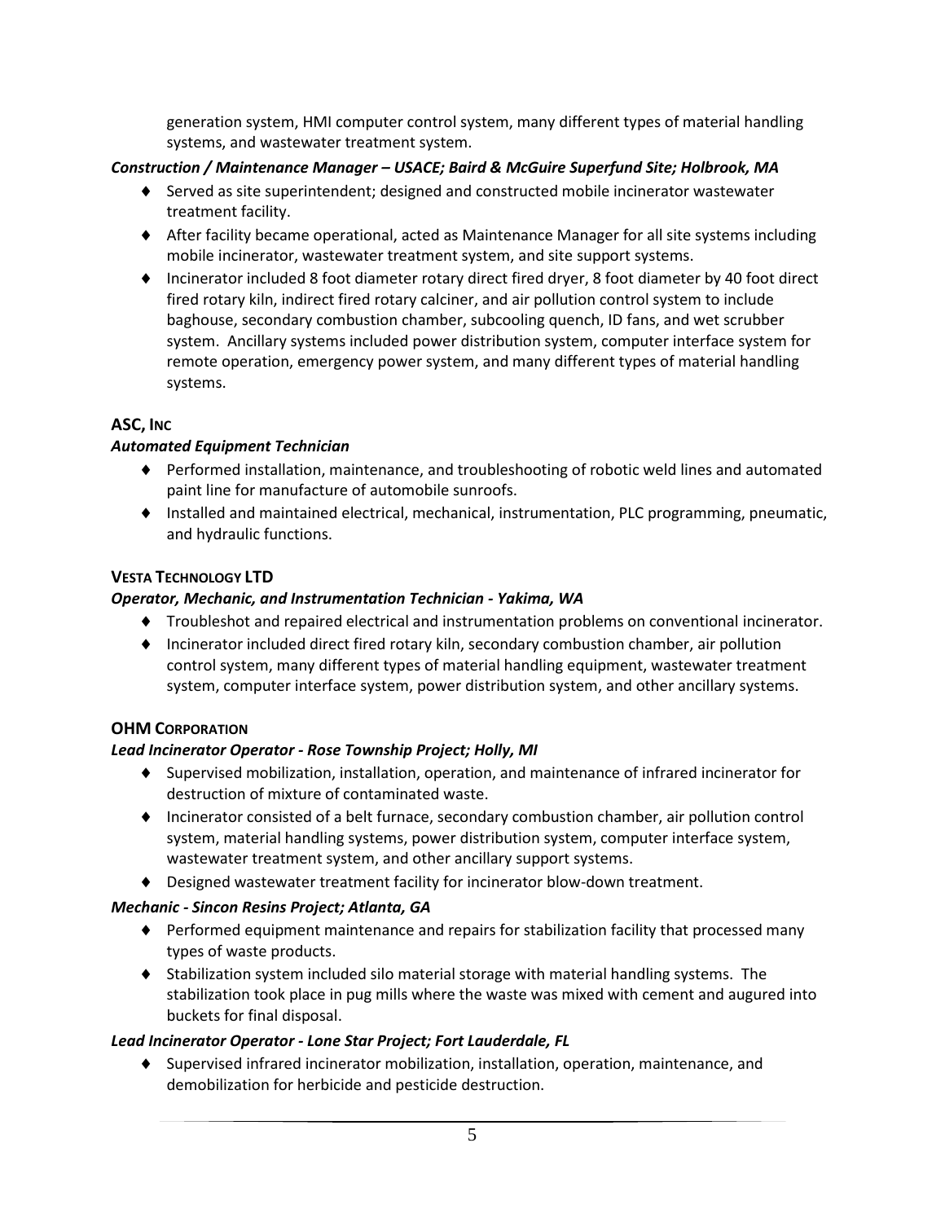generation system, HMI computer control system, many different types of material handling systems, and wastewater treatment system.

***Construction / Maintenance Manager – USACE; Baird & McGuire Superfund Site; Holbrook, MA***

- Served as site superintendent; designed and constructed mobile incinerator wastewater treatment facility.
- After facility became operational, acted as Maintenance Manager for all site systems including mobile incinerator, wastewater treatment system, and site support systems.
- Incinerator included 8 foot diameter rotary direct fired dryer, 8 foot diameter by 40 foot direct fired rotary kiln, indirect fired rotary calciner, and air pollution control system to include baghouse, secondary combustion chamber, subcooling quench, ID fans, and wet scrubber system. Ancillary systems included power distribution system, computer interface system for remote operation, emergency power system, and many different types of material handling systems.

### ASC, Inc

***Automated Equipment Technician***

- Performed installation, maintenance, and troubleshooting of robotic weld lines and automated paint line for manufacture of automobile sunroofs.
- Installed and maintained electrical, mechanical, instrumentation, PLC programming, pneumatic, and hydraulic functions.

### Vesta Technology LTD

***Operator, Mechanic, and Instrumentation Technician - Yakima, WA***

- Troubleshot and repaired electrical and instrumentation problems on conventional incinerator.
- Incinerator included direct fired rotary kiln, secondary combustion chamber, air pollution control system, many different types of material handling equipment, wastewater treatment system, computer interface system, power distribution system, and other ancillary systems.

### OHM Corporation

***Lead Incinerator Operator - Rose Township Project; Holly, MI***

- Supervised mobilization, installation, operation, and maintenance of infrared incinerator for destruction of mixture of contaminated waste.
- Incinerator consisted of a belt furnace, secondary combustion chamber, air pollution control system, material handling systems, power distribution system, computer interface system, wastewater treatment system, and other ancillary support systems.
- Designed wastewater treatment facility for incinerator blow-down treatment.

***Mechanic - Sincon Resins Project; Atlanta, GA***

- Performed equipment maintenance and repairs for stabilization facility that processed many types of waste products.
- Stabilization system included silo material storage with material handling systems. The stabilization took place in pug mills where the waste was mixed with cement and augured into buckets for final disposal.

***Lead Incinerator Operator - Lone Star Project; Fort Lauderdale, FL***

- Supervised infrared incinerator mobilization, installation, operation, maintenance, and demobilization for herbicide and pesticide destruction.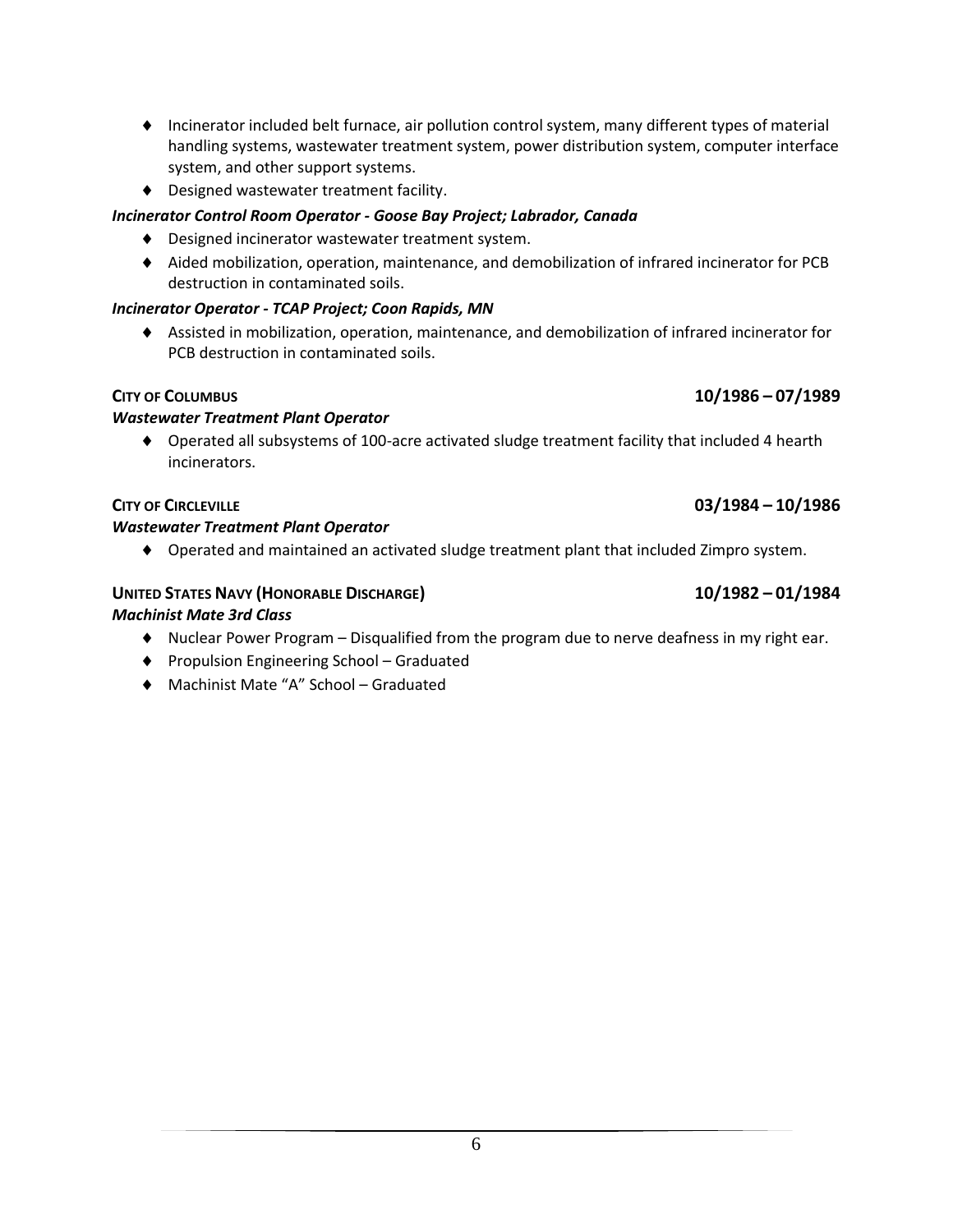- Incinerator included belt furnace, air pollution control system, many different types of material handling systems, wastewater treatment system, power distribution system, computer interface system, and other support systems.
- Designed wastewater treatment facility.

***Incinerator Control Room Operator - Goose Bay Project; Labrador, Canada***

- Designed incinerator wastewater treatment system.
- Aided mobilization, operation, maintenance, and demobilization of infrared incinerator for PCB destruction in contaminated soils.

***Incinerator Operator - TCAP Project; Coon Rapids, MN***

- Assisted in mobilization, operation, maintenance, and demobilization of infrared incinerator for PCB destruction in contaminated soils.

**CITY OF COLUMBUS** **10/1986 – 07/1989**

***Wastewater Treatment Plant Operator***

- Operated all subsystems of 100-acre activated sludge treatment facility that included 4 hearth incinerators.

**CITY OF CIRCLEVILLE** **03/1984 – 10/1986**

***Wastewater Treatment Plant Operator***

- Operated and maintained an activated sludge treatment plant that included Zimpro system.

**UNITED STATES NAVY (HONORABLE DISCHARGE)** **10/1982 – 01/1984**

***Machinist Mate 3rd Class***

- Nuclear Power Program – Disqualified from the program due to nerve deafness in my right ear.
- Propulsion Engineering School – Graduated
- Machinist Mate "A" School – Graduated